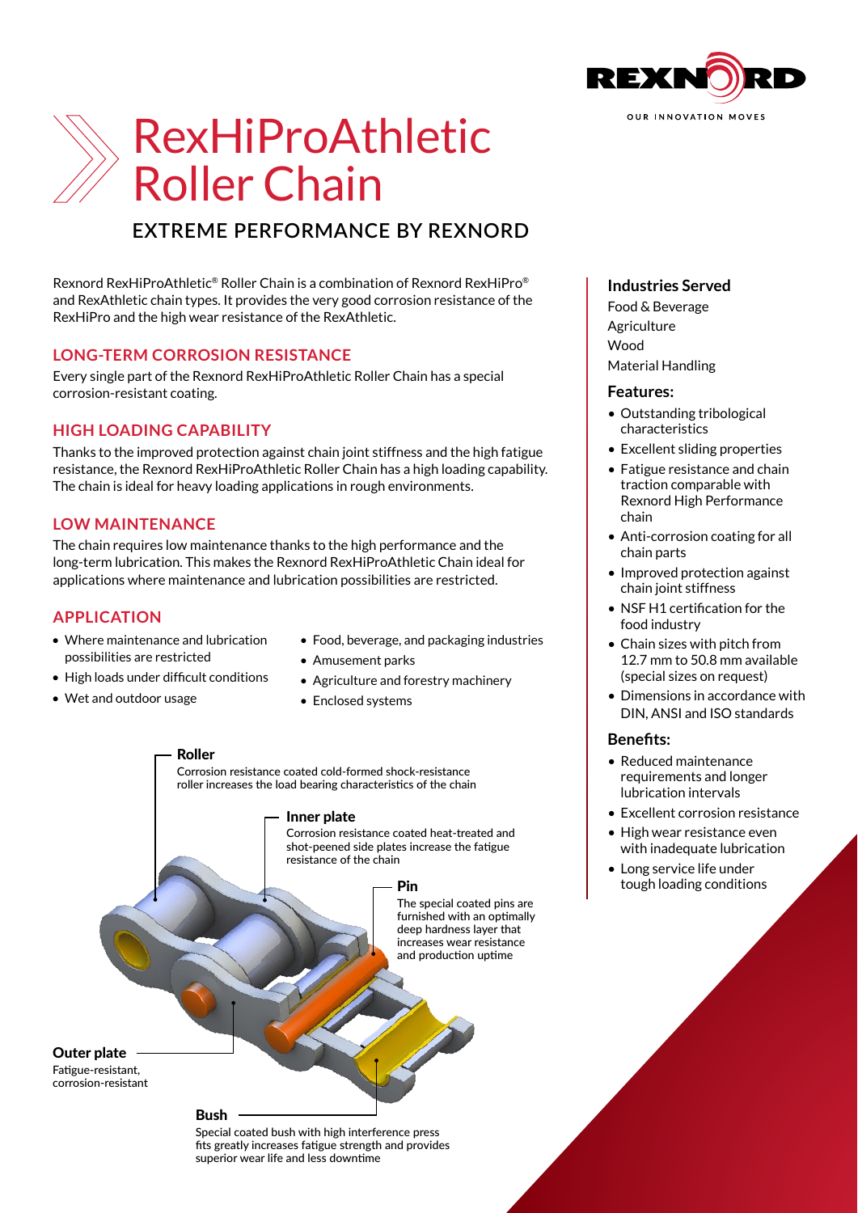# RexHiProAthletic Roller Chain

## EXTREME PERFORMANCE BY REXNORD

Rexnord RexHiProAthletic® Roller Chain is a combination of Rexnord RexHiPro® and RexAthletic chain types. It provides the very good corrosion resistance of the RexHiPro and the high wear resistance of the RexAthletic.

### LONG-TERM CORROSION RESISTANCE

Every single part of the Rexnord RexHiProAthletic Roller Chain has a special corrosion-resistant coating.

### HIGH LOADING CAPABILITY

Thanks to the improved protection against chain joint stiffness and the high fatigue resistance, the Rexnord RexHiProAthletic Roller Chain has a high loading capability. The chain is ideal for heavy loading applications in rough environments.

### LOW MAINTENANCE

The chain requires low maintenance thanks to the high performance and the long-term lubrication. This makes the Rexnord RexHiProAthletic Chain ideal for applications where maintenance and lubrication possibilities are restricted.

### APPLICATION

- Where maintenance and lubrication possibilities are restricted
- High loads under difficult conditions
- Wet and outdoor usage
- Food, beverage, and packaging industries
- Amusement parks
- Agriculture and forestry machinery
- Enclosed systems

**Roller**
Corrosion resistance coated cold-formed shock-resistance roller increases the load bearing characteristics of the chain

**Inner plate**
Corrosion resistance coated heat-treated and shot-peened side plates increase the fatigue resistance of the chain

**Pin**
The special coated pins are furnished with an optimally deep hardness layer that increases wear resistance and production uptime

**Outer plate**
Fatigue-resistant, corrosion-resistant

**Bush**
Special coated bush with high interference press fits greatly increases fatigue strength and provides superior wear life and less downtime

### Industries Served

Food & Beverage
Agriculture
Wood
Material Handling

### Features:

- Outstanding tribological characteristics
- Excellent sliding properties
- Fatigue resistance and chain traction comparable with Rexnord High Performance chain
- Anti-corrosion coating for all chain parts
- Improved protection against chain joint stiffness
- NSF H1 certification for the food industry
- Chain sizes with pitch from 12.7 mm to 50.8 mm available (special sizes on request)
- Dimensions in accordance with DIN, ANSI and ISO standards

### Benefits:

- Reduced maintenance requirements and longer lubrication intervals
- Excellent corrosion resistance
- High wear resistance even with inadequate lubrication
- Long service life under tough loading conditions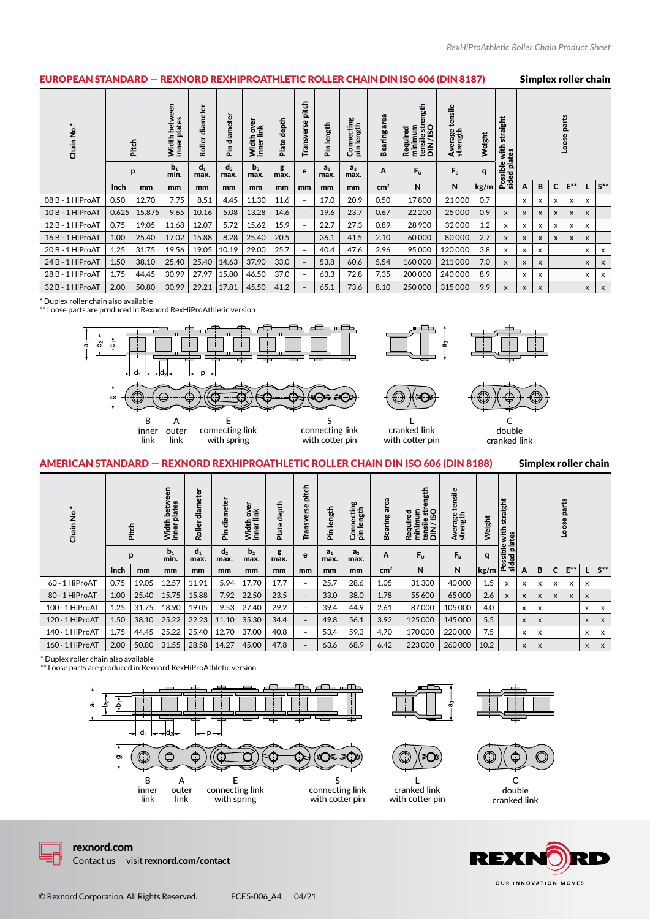## EUROPEAN STANDARD — REXNORD REXHIPROATHLETIC ROLLER CHAIN DIN ISO 606 (DIN 8187)

**Simplex roller chain**

| Chain No.* | Pitch | | Width between inner plates | Roller diameter | Pin diameter | Width over inner link | Plate depth | Transverse pitch | Pin length | Connecting pin length | Bearing area | Required minimum tensile strength DIN/ISO | Average tensile strength | Weight | Possible with straight sided plates | Loose parts | | | | | |
|---|---|---|---|---|---|---|---|---|---|---|---|---|---|---|---|---|---|---|---|---|---|
| | p | | $b_1$ min. | $d_1$ max. | $d_2$ max. | $b_2$ max. | g max. | e | $a_1$ max. | $a_3$ max. | A | $F_U$ | $F_B$ | q | | | | | | | |
| | Inch | mm | mm | mm | mm | mm | mm | mm | mm | mm | cm² | N | N | kg/m | | A | B | C | E** | L | S** |
| 08 B - 1 HiProAT | 0.50 | 12.70 | 7.75 | 8.51 | 4.45 | 11.30 | 11.6 | – | 17.0 | 20.9 | 0.50 | 17 800 | 21 000 | 0.7 | | x | x | x | x | x | |
| 10 B - 1 HiProAT | 0.625 | 15.875 | 9.65 | 10.16 | 5.08 | 13.28 | 14.6 | – | 19.6 | 23.7 | 0.67 | 22 200 | 25 000 | 0.9 | x | x | x | x | x | x | |
| 12 B - 1 HiProAT | 0.75 | 19.05 | 11.68 | 12.07 | 5.72 | 15.62 | 15.9 | – | 22.7 | 27.3 | 0.89 | 28 900 | 32 000 | 1.2 | x | x | x | x | x | x | |
| 16 B - 1 HiProAT | 1.00 | 25.40 | 17.02 | 15.88 | 8.28 | 25.40 | 20.5 | – | 36.1 | 41.5 | 2.10 | 60 000 | 80 000 | 2.7 | x | x | x | x | x | x | |
| 20 B - 1 HiProAT | 1.25 | 31.75 | 19.56 | 19.05 | 10.19 | 29.00 | 25.7 | – | 40.4 | 47.6 | 2.96 | 95 000 | 120 000 | 3.8 | x | x | x | | | x | x |
| 24 B - 1 HiProAT | 1.50 | 38.10 | 25.40 | 25.40 | 14.63 | 37.90 | 33.0 | – | 53.8 | 60.6 | 5.54 | 160 000 | 211 000 | 7.0 | x | x | x | | | x | x |
| 28 B - 1 HiProAT | 1.75 | 44.45 | 30.99 | 27.97 | 15.80 | 46.50 | 37.0 | – | 63.3 | 72.8 | 7.35 | 200 000 | 240 000 | 8.9 | | x | x | | | x | x |
| 32 B - 1 HiProAT | 2.00 | 50.80 | 30.99 | 29.21 | 17.81 | 45.50 | 41.2 | – | 65.1 | 73.6 | 8.10 | 250 000 | 315 000 | 9.9 | x | x | x | | | x | x |

\* Duplex roller chain also available
\*\* Loose parts are produced in Rexnord RexHiProAthletic version

B inner link · A outer link · E connecting link with spring · S connecting link with cotter pin · L cranked link with cotter pin · C double cranked link

## AMERICAN STANDARD — REXNORD REXHIPROATHLETIC ROLLER CHAIN DIN ISO 606 (DIN 8188)

**Simplex roller chain**

| Chain No.* | Pitch | | Width between inner plates | Roller diameter | Pin diameter | Width over inner link | Plate depth | Transverse pitch | Pin length | Connecting pin length | Bearing area | Required minimum tensile strength DIN/ISO | Average tensile strength | Weight | Possible with straight sided plates | Loose parts | | | | | |
|---|---|---|---|---|---|---|---|---|---|---|---|---|---|---|---|---|---|---|---|---|---|
| | p | | $b_1$ min. | $d_1$ max. | $d_2$ max. | $b_2$ max. | g max. | e | $a_1$ max. | $a_3$ max. | A | $F_U$ | $F_B$ | q | | | | | | | |
| | Inch | mm | mm | mm | mm | mm | mm | mm | mm | mm | cm² | N | N | kg/m | | A | B | C | E** | L | S** |
| 60 - 1 HiProAT | 0.75 | 19.05 | 12.57 | 11.91 | 5.94 | 17.70 | 17.7 | – | 25.7 | 28.6 | 1.05 | 31 300 | 40 000 | 1.5 | x | x | x | x | x | x | |
| 80 - 1 HiProAT | 1.00 | 25.40 | 15.75 | 15.88 | 7.92 | 22.50 | 23.5 | – | 33.0 | 38.0 | 1.78 | 55 600 | 65 000 | 2.6 | x | x | x | x | x | x | |
| 100 - 1 HiProAT | 1.25 | 31.75 | 18.90 | 19.05 | 9.53 | 27.40 | 29.2 | – | 39.4 | 44.9 | 2.61 | 87 000 | 105 000 | 4.0 | | x | x | | | x | x |
| 120 - 1 HiProAT | 1.50 | 38.10 | 25.22 | 22.23 | 11.10 | 35.30 | 34.4 | – | 49.8 | 56.1 | 3.92 | 125 000 | 145 000 | 5.5 | | x | x | | | x | x |
| 140 - 1 HiProAT | 1.75 | 44.45 | 25.22 | 25.40 | 12.70 | 37.00 | 40.8 | – | 53.4 | 59.3 | 4.70 | 170 000 | 220 000 | 7.5 | | x | x | | | x | x |
| 160 - 1 HiProAT | 2.00 | 50.80 | 31.55 | 28.58 | 14.27 | 45.00 | 47.8 | – | 63.6 | 68.9 | 6.42 | 223 000 | 260 000 | 10.2 | | x | x | | | x | x |

\* Duplex roller chain also available
\*\* Loose parts are produced in Rexnord RexHiProAthletic version

B inner link · A outer link · E connecting link with spring · S connecting link with cotter pin · L cranked link with cotter pin · C double cranked link

**rexnord.com**
Contact us — visit **rexnord.com/contact**

REXNORD — OUR INNOVATION MOVES

© Rexnord Corporation. All Rights Reserved. ECE5-006_A4 04/21